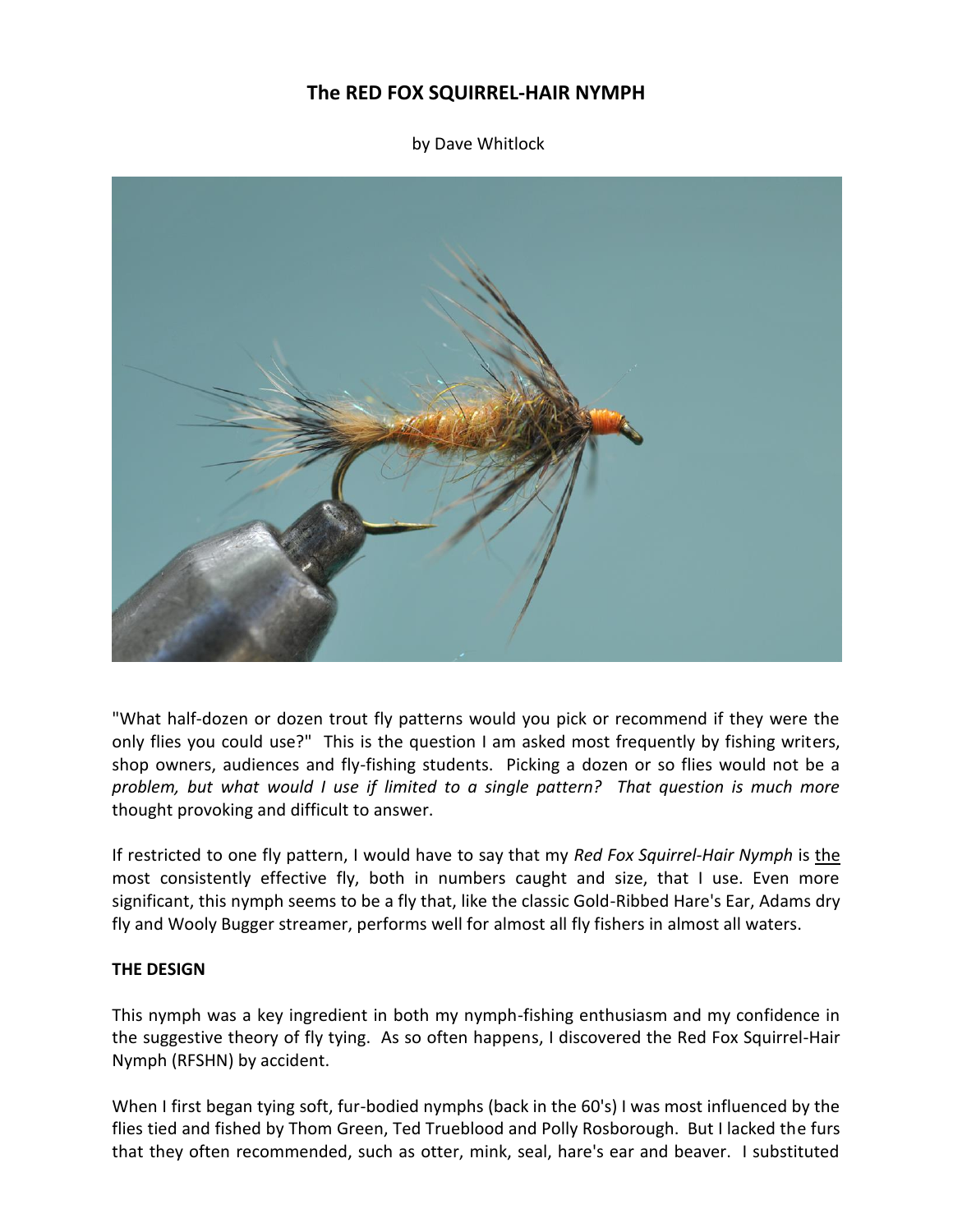# The RED FOX SQUIRREL-HAIR NYMPH

by Dave Whitlock

"What half-dozen or dozen trout fly patterns would you pick or recommend if they were the only flies you could use?" This is the question I am asked most frequently by fishing writers, shop owners, audiences and fly-fishing students. Picking a dozen or so flies would not be a *problem, but what would I use if limited to a single pattern? That question is much more* thought provoking and difficult to answer.

If restricted to one fly pattern, I would have to say that my *Red Fox Squirrel-Hair Nymph* is the most consistently effective fly, both in numbers caught and size, that I use. Even more significant, this nymph seems to be a fly that, like the classic Gold-Ribbed Hare's Ear, Adams dry fly and Wooly Bugger streamer, performs well for almost all fly fishers in almost all waters.

**THE DESIGN**

This nymph was a key ingredient in both my nymph-fishing enthusiasm and my confidence in the suggestive theory of fly tying. As so often happens, I discovered the Red Fox Squirrel-Hair Nymph (RFSHN) by accident.

When I first began tying soft, fur-bodied nymphs (back in the 60's) I was most influenced by the flies tied and fished by Thom Green, Ted Trueblood and Polly Rosborough. But I lacked the furs that they often recommended, such as otter, mink, seal, hare's ear and beaver. I substituted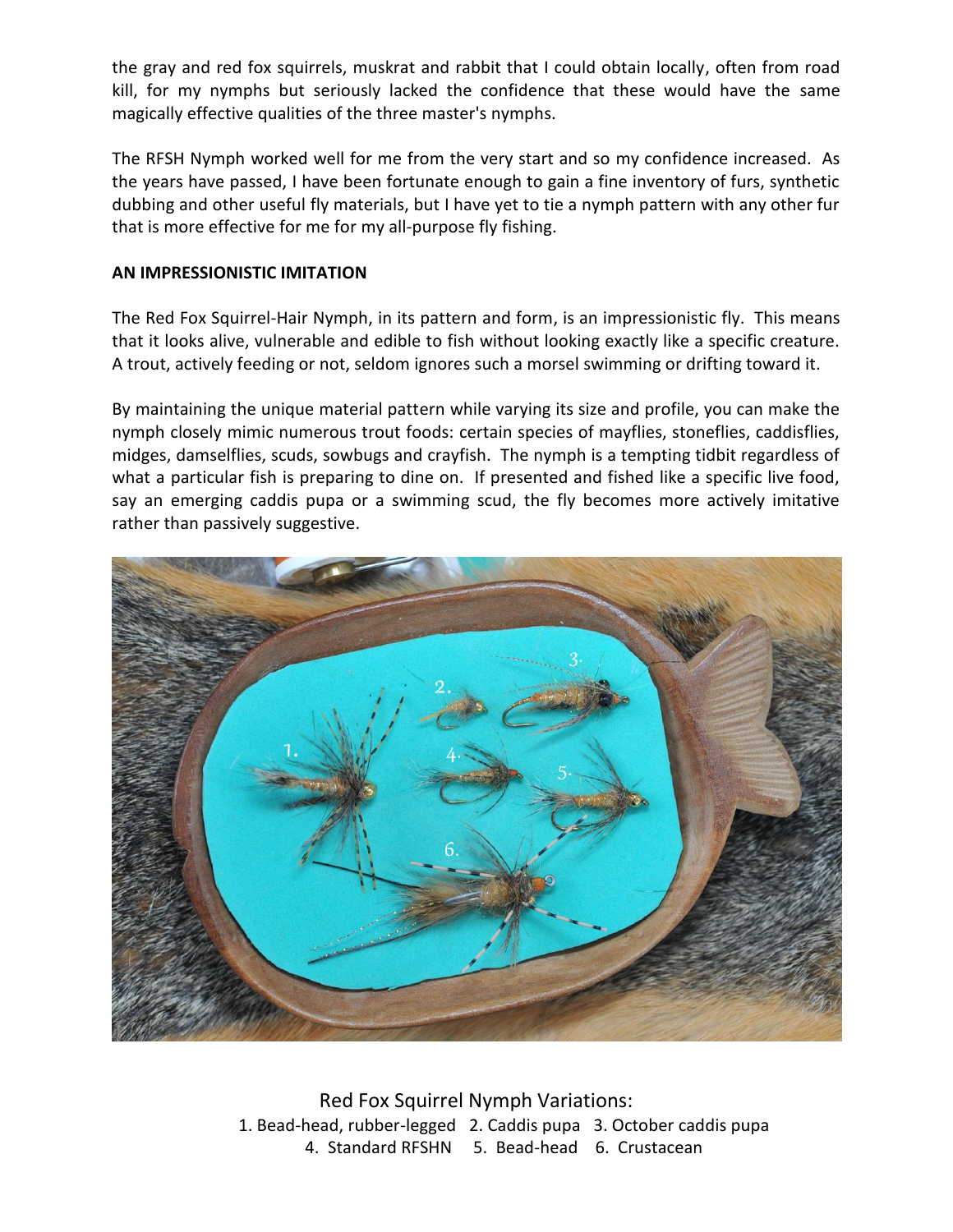the gray and red fox squirrels, muskrat and rabbit that I could obtain locally, often from road kill, for my nymphs but seriously lacked the confidence that these would have the same magically effective qualities of the three master's nymphs.

The RFSH Nymph worked well for me from the very start and so my confidence increased. As the years have passed, I have been fortunate enough to gain a fine inventory of furs, synthetic dubbing and other useful fly materials, but I have yet to tie a nymph pattern with any other fur that is more effective for me for my all-purpose fly fishing.

**AN IMPRESSIONISTIC IMITATION**

The Red Fox Squirrel-Hair Nymph, in its pattern and form, is an impressionistic fly. This means that it looks alive, vulnerable and edible to fish without looking exactly like a specific creature. A trout, actively feeding or not, seldom ignores such a morsel swimming or drifting toward it.

By maintaining the unique material pattern while varying its size and profile, you can make the nymph closely mimic numerous trout foods: certain species of mayflies, stoneflies, caddisflies, midges, damselflies, scuds, sowbugs and crayfish. The nymph is a tempting tidbit regardless of what a particular fish is preparing to dine on. If presented and fished like a specific live food, say an emerging caddis pupa or a swimming scud, the fly becomes more actively imitative rather than passively suggestive.

Red Fox Squirrel Nymph Variations:
1. Bead-head, rubber-legged 2. Caddis pupa 3. October caddis pupa
4. Standard RFSHN 5. Bead-head 6. Crustacean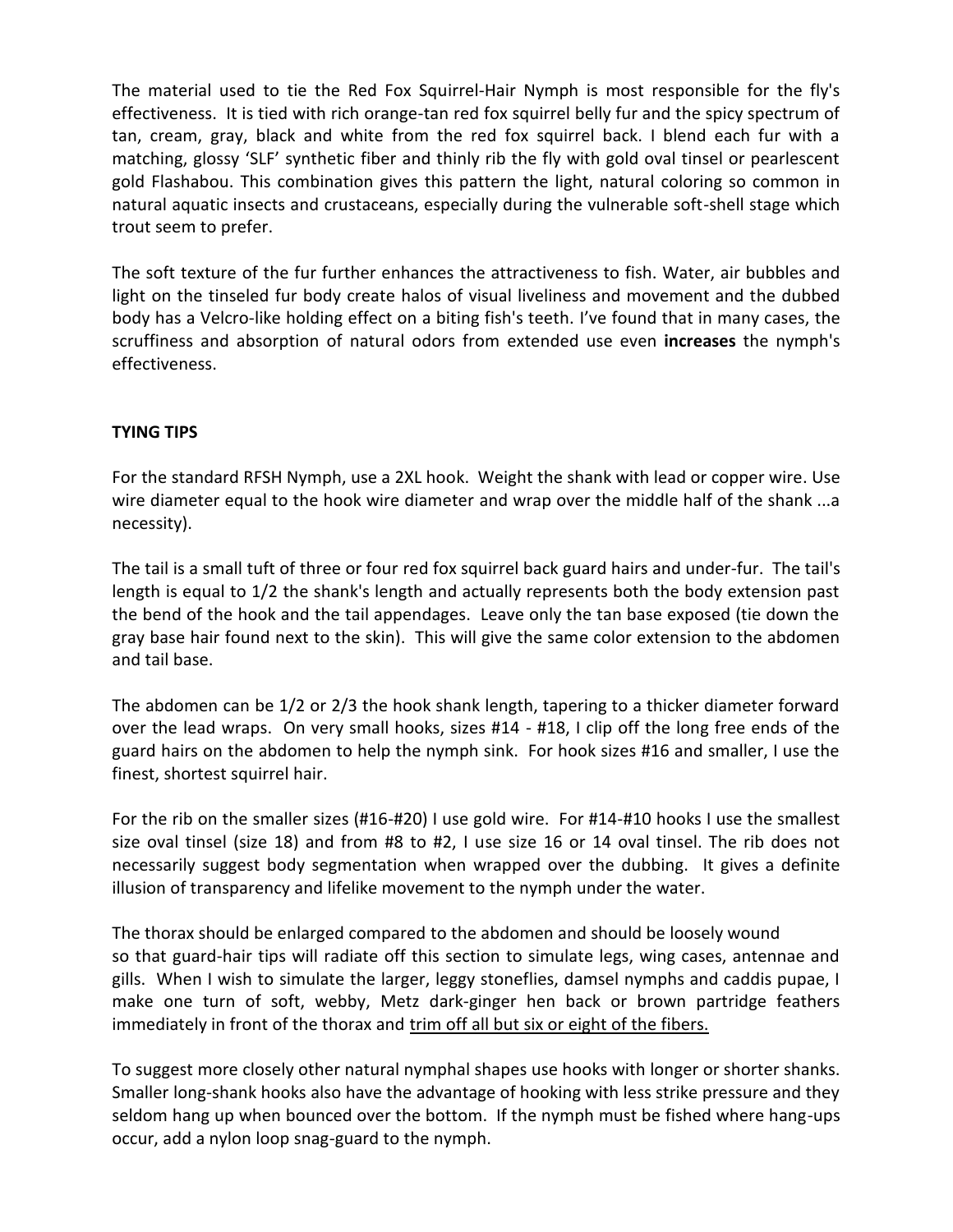The material used to tie the Red Fox Squirrel-Hair Nymph is most responsible for the fly's effectiveness. It is tied with rich orange-tan red fox squirrel belly fur and the spicy spectrum of tan, cream, gray, black and white from the red fox squirrel back. I blend each fur with a matching, glossy 'SLF' synthetic fiber and thinly rib the fly with gold oval tinsel or pearlescent gold Flashabou. This combination gives this pattern the light, natural coloring so common in natural aquatic insects and crustaceans, especially during the vulnerable soft-shell stage which trout seem to prefer.

The soft texture of the fur further enhances the attractiveness to fish. Water, air bubbles and light on the tinseled fur body create halos of visual liveliness and movement and the dubbed body has a Velcro-like holding effect on a biting fish's teeth. I've found that in many cases, the scruffiness and absorption of natural odors from extended use even **increases** the nymph's effectiveness.

**TYING TIPS**

For the standard RFSH Nymph, use a 2XL hook. Weight the shank with lead or copper wire. Use wire diameter equal to the hook wire diameter and wrap over the middle half of the shank ...a necessity).

The tail is a small tuft of three or four red fox squirrel back guard hairs and under-fur. The tail's length is equal to 1/2 the shank's length and actually represents both the body extension past the bend of the hook and the tail appendages. Leave only the tan base exposed (tie down the gray base hair found next to the skin). This will give the same color extension to the abdomen and tail base.

The abdomen can be 1/2 or 2/3 the hook shank length, tapering to a thicker diameter forward over the lead wraps. On very small hooks, sizes #14 - #18, I clip off the long free ends of the guard hairs on the abdomen to help the nymph sink. For hook sizes #16 and smaller, I use the finest, shortest squirrel hair.

For the rib on the smaller sizes (#16-#20) I use gold wire. For #14-#10 hooks I use the smallest size oval tinsel (size 18) and from #8 to #2, I use size 16 or 14 oval tinsel. The rib does not necessarily suggest body segmentation when wrapped over the dubbing. It gives a definite illusion of transparency and lifelike movement to the nymph under the water.

The thorax should be enlarged compared to the abdomen and should be loosely wound so that guard-hair tips will radiate off this section to simulate legs, wing cases, antennae and gills. When I wish to simulate the larger, leggy stoneflies, damsel nymphs and caddis pupae, I make one turn of soft, webby, Metz dark-ginger hen back or brown partridge feathers immediately in front of the thorax and <u>trim off all but six or eight of the fibers.</u>

To suggest more closely other natural nymphal shapes use hooks with longer or shorter shanks. Smaller long-shank hooks also have the advantage of hooking with less strike pressure and they seldom hang up when bounced over the bottom. If the nymph must be fished where hang-ups occur, add a nylon loop snag-guard to the nymph.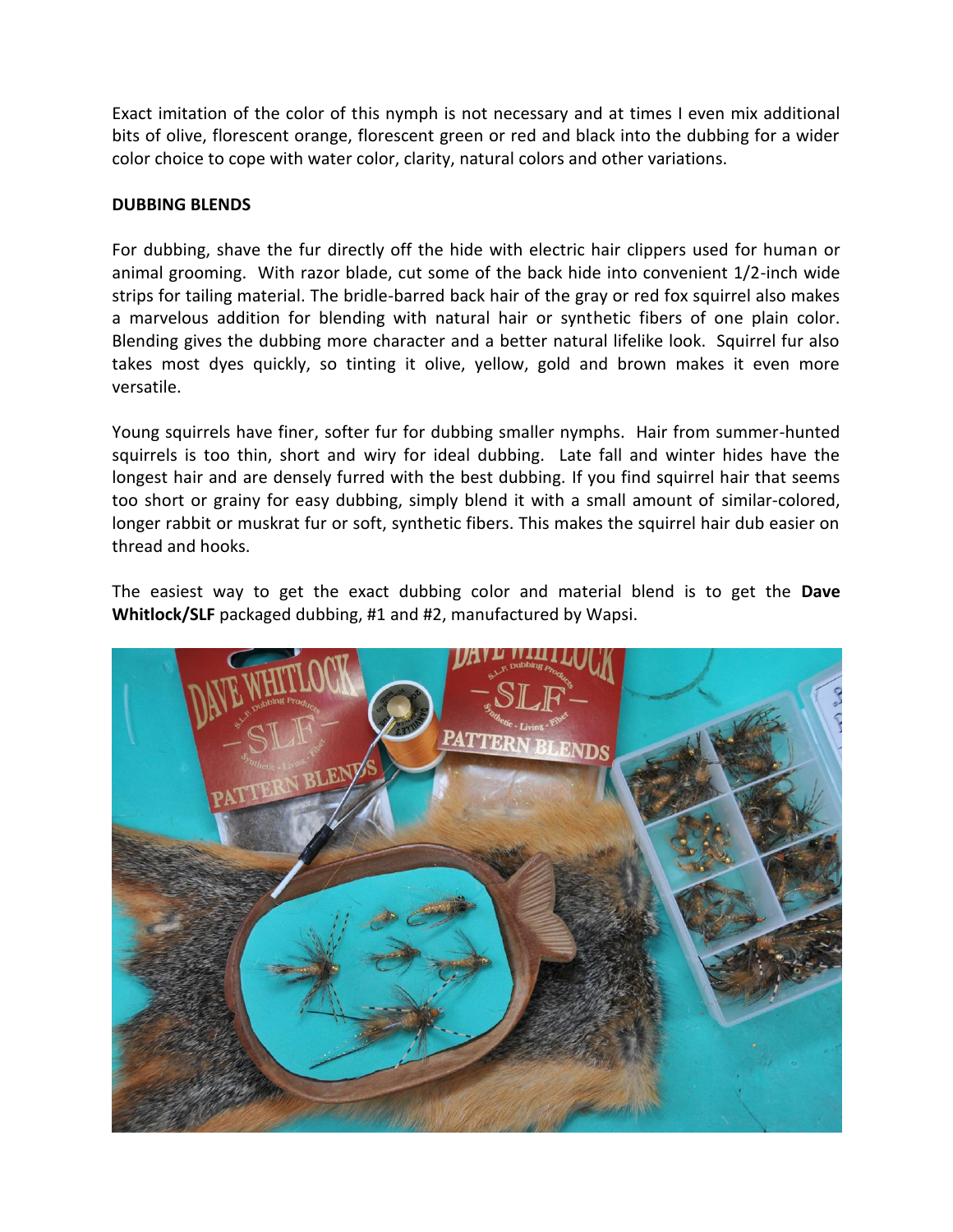Exact imitation of the color of this nymph is not necessary and at times I even mix additional bits of olive, florescent orange, florescent green or red and black into the dubbing for a wider color choice to cope with water color, clarity, natural colors and other variations.

**DUBBING BLENDS**

For dubbing, shave the fur directly off the hide with electric hair clippers used for human or animal grooming. With razor blade, cut some of the back hide into convenient 1/2-inch wide strips for tailing material. The bridle-barred back hair of the gray or red fox squirrel also makes a marvelous addition for blending with natural hair or synthetic fibers of one plain color. Blending gives the dubbing more character and a better natural lifelike look. Squirrel fur also takes most dyes quickly, so tinting it olive, yellow, gold and brown makes it even more versatile.

Young squirrels have finer, softer fur for dubbing smaller nymphs. Hair from summer-hunted squirrels is too thin, short and wiry for ideal dubbing. Late fall and winter hides have the longest hair and are densely furred with the best dubbing. If you find squirrel hair that seems too short or grainy for easy dubbing, simply blend it with a small amount of similar-colored, longer rabbit or muskrat fur or soft, synthetic fibers. This makes the squirrel hair dub easier on thread and hooks.

The easiest way to get the exact dubbing color and material blend is to get the **Dave Whitlock/SLF** packaged dubbing, #1 and #2, manufactured by Wapsi.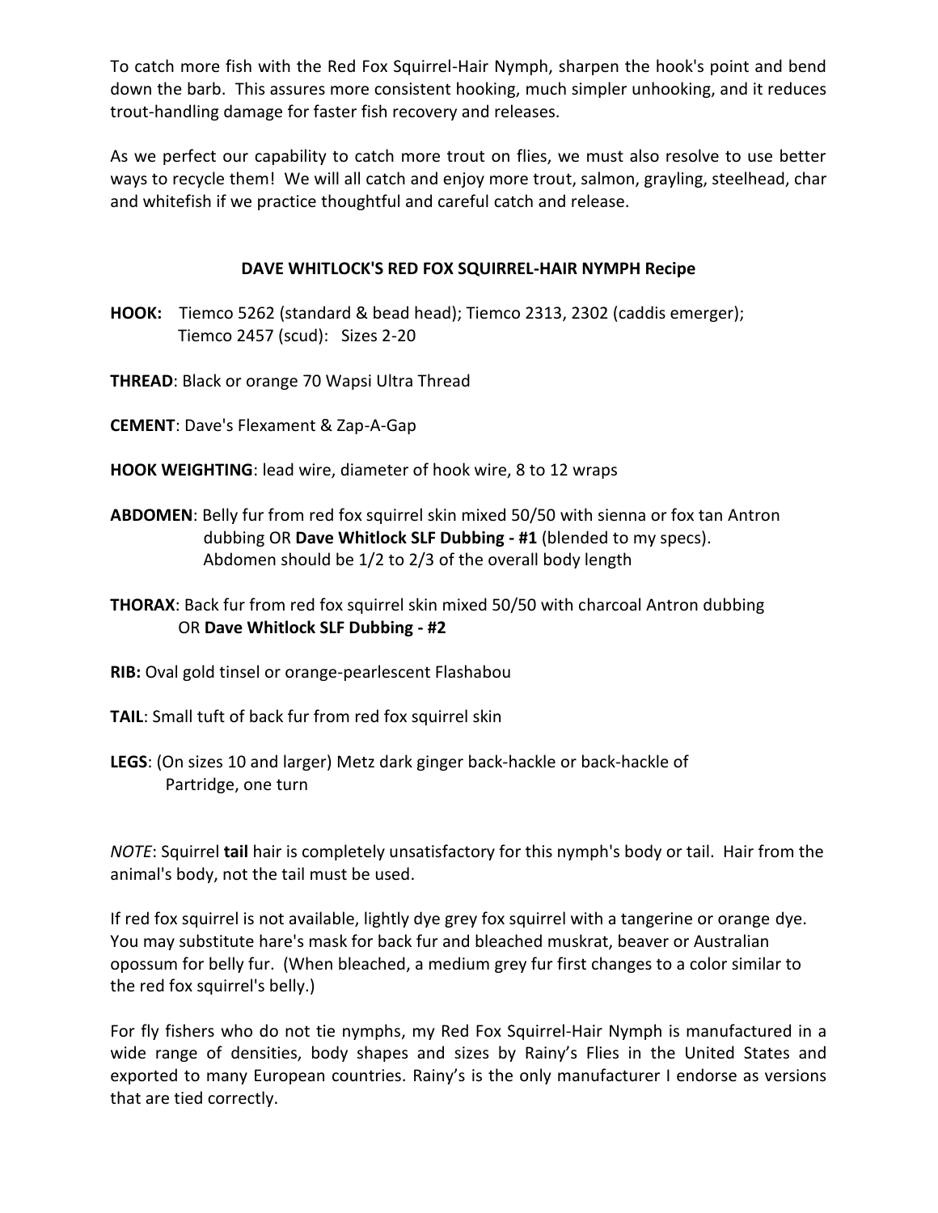To catch more fish with the Red Fox Squirrel-Hair Nymph, sharpen the hook's point and bend down the barb. This assures more consistent hooking, much simpler unhooking, and it reduces trout-handling damage for faster fish recovery and releases.

As we perfect our capability to catch more trout on flies, we must also resolve to use better ways to recycle them! We will all catch and enjoy more trout, salmon, grayling, steelhead, char and whitefish if we practice thoughtful and careful catch and release.

## DAVE WHITLOCK'S RED FOX SQUIRREL-HAIR NYMPH Recipe

**HOOK:** Tiemco 5262 (standard & bead head); Tiemco 2313, 2302 (caddis emerger); Tiemco 2457 (scud): Sizes 2-20

**THREAD**: Black or orange 70 Wapsi Ultra Thread

**CEMENT**: Dave's Flexament & Zap-A-Gap

**HOOK WEIGHTING**: lead wire, diameter of hook wire, 8 to 12 wraps

**ABDOMEN**: Belly fur from red fox squirrel skin mixed 50/50 with sienna or fox tan Antron dubbing OR **Dave Whitlock SLF Dubbing - #1** (blended to my specs). Abdomen should be 1/2 to 2/3 of the overall body length

**THORAX**: Back fur from red fox squirrel skin mixed 50/50 with charcoal Antron dubbing OR **Dave Whitlock SLF Dubbing - #2**

**RIB:** Oval gold tinsel or orange-pearlescent Flashabou

**TAIL**: Small tuft of back fur from red fox squirrel skin

**LEGS**: (On sizes 10 and larger) Metz dark ginger back-hackle or back-hackle of Partridge, one turn

*NOTE*: Squirrel **tail** hair is completely unsatisfactory for this nymph's body or tail. Hair from the animal's body, not the tail must be used.

If red fox squirrel is not available, lightly dye grey fox squirrel with a tangerine or orange dye. You may substitute hare's mask for back fur and bleached muskrat, beaver or Australian opossum for belly fur. (When bleached, a medium grey fur first changes to a color similar to the red fox squirrel's belly.)

For fly fishers who do not tie nymphs, my Red Fox Squirrel-Hair Nymph is manufactured in a wide range of densities, body shapes and sizes by Rainy's Flies in the United States and exported to many European countries. Rainy's is the only manufacturer I endorse as versions that are tied correctly.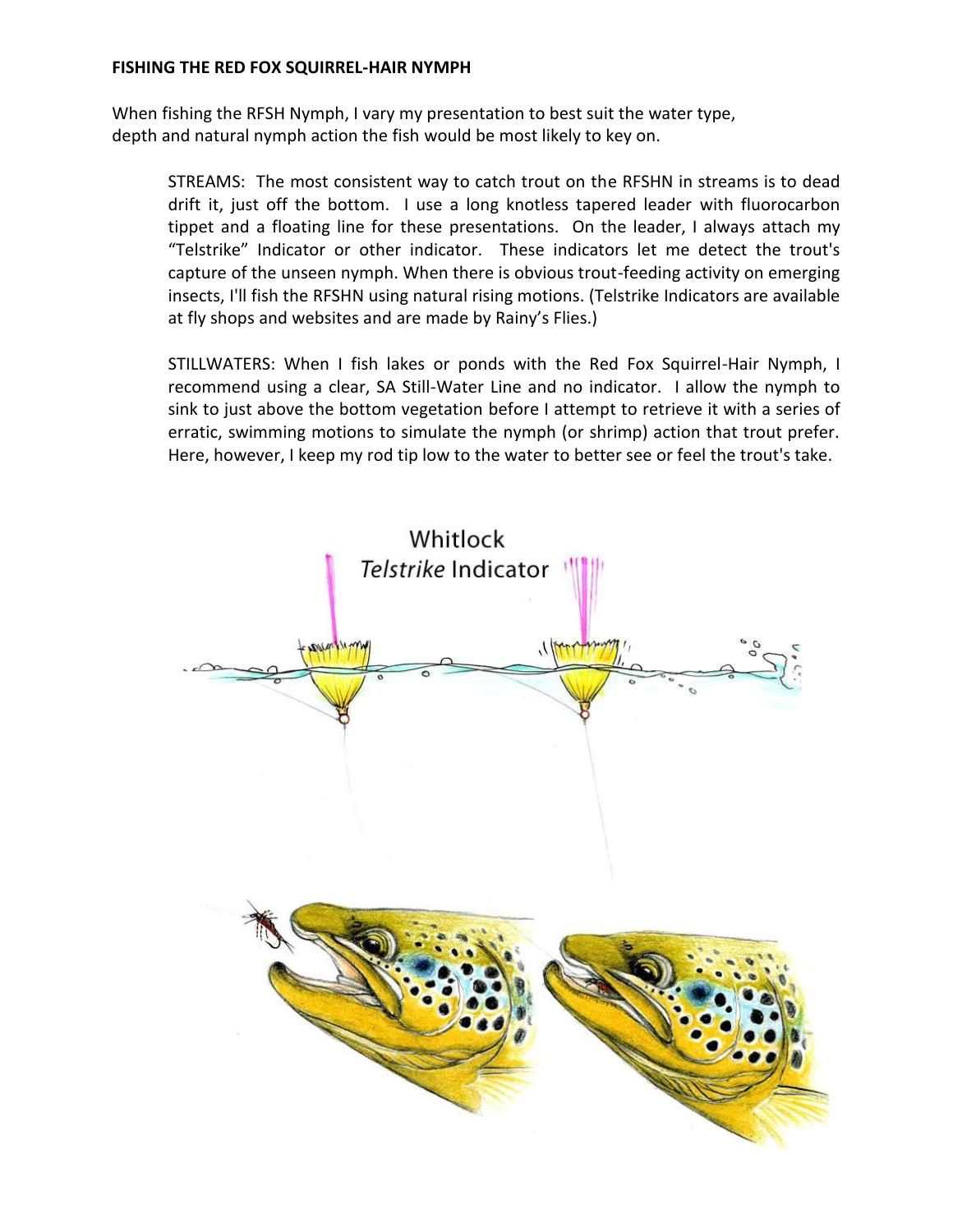**FISHING THE RED FOX SQUIRREL-HAIR NYMPH**

When fishing the RFSH Nymph, I vary my presentation to best suit the water type, depth and natural nymph action the fish would be most likely to key on.

> STREAMS: The most consistent way to catch trout on the RFSHN in streams is to dead drift it, just off the bottom. I use a long knotless tapered leader with fluorocarbon tippet and a floating line for these presentations. On the leader, I always attach my "Telstrike" Indicator or other indicator. These indicators let me detect the trout's capture of the unseen nymph. When there is obvious trout-feeding activity on emerging insects, I'll fish the RFSHN using natural rising motions. (Telstrike Indicators are available at fly shops and websites and are made by Rainy's Flies.)
>
> STILLWATERS: When I fish lakes or ponds with the Red Fox Squirrel-Hair Nymph, I recommend using a clear, SA Still-Water Line and no indicator. I allow the nymph to sink to just above the bottom vegetation before I attempt to retrieve it with a series of erratic, swimming motions to simulate the nymph (or shrimp) action that trout prefer. Here, however, I keep my rod tip low to the water to better see or feel the trout's take.

Whitlock *Telstrike* Indicator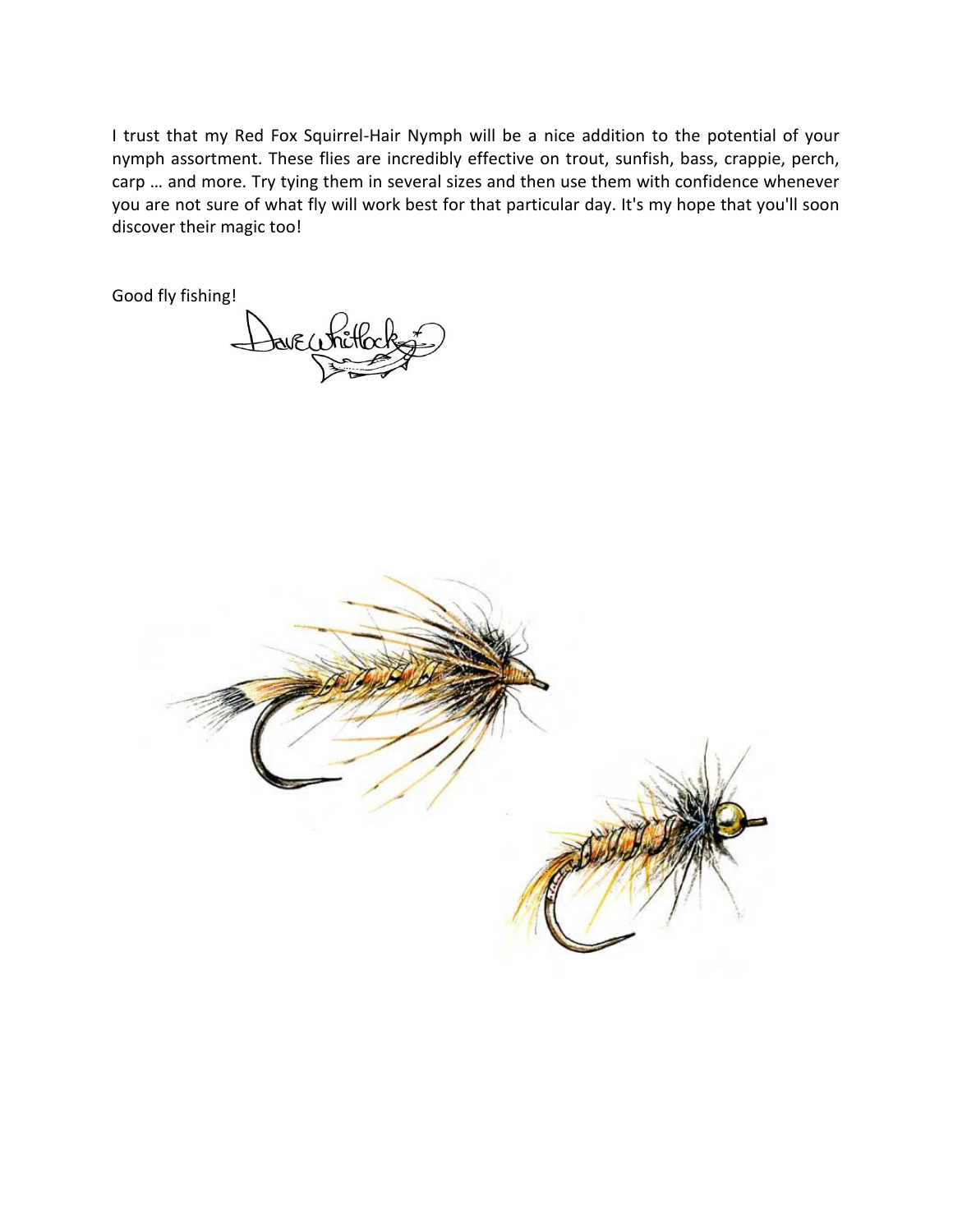I trust that my Red Fox Squirrel-Hair Nymph will be a nice addition to the potential of your nymph assortment. These flies are incredibly effective on trout, sunfish, bass, crappie, perch, carp … and more. Try tying them in several sizes and then use them with confidence whenever you are not sure of what fly will work best for that particular day. It's my hope that you'll soon discover their magic too!

Good fly fishing!

Dave Whitlock